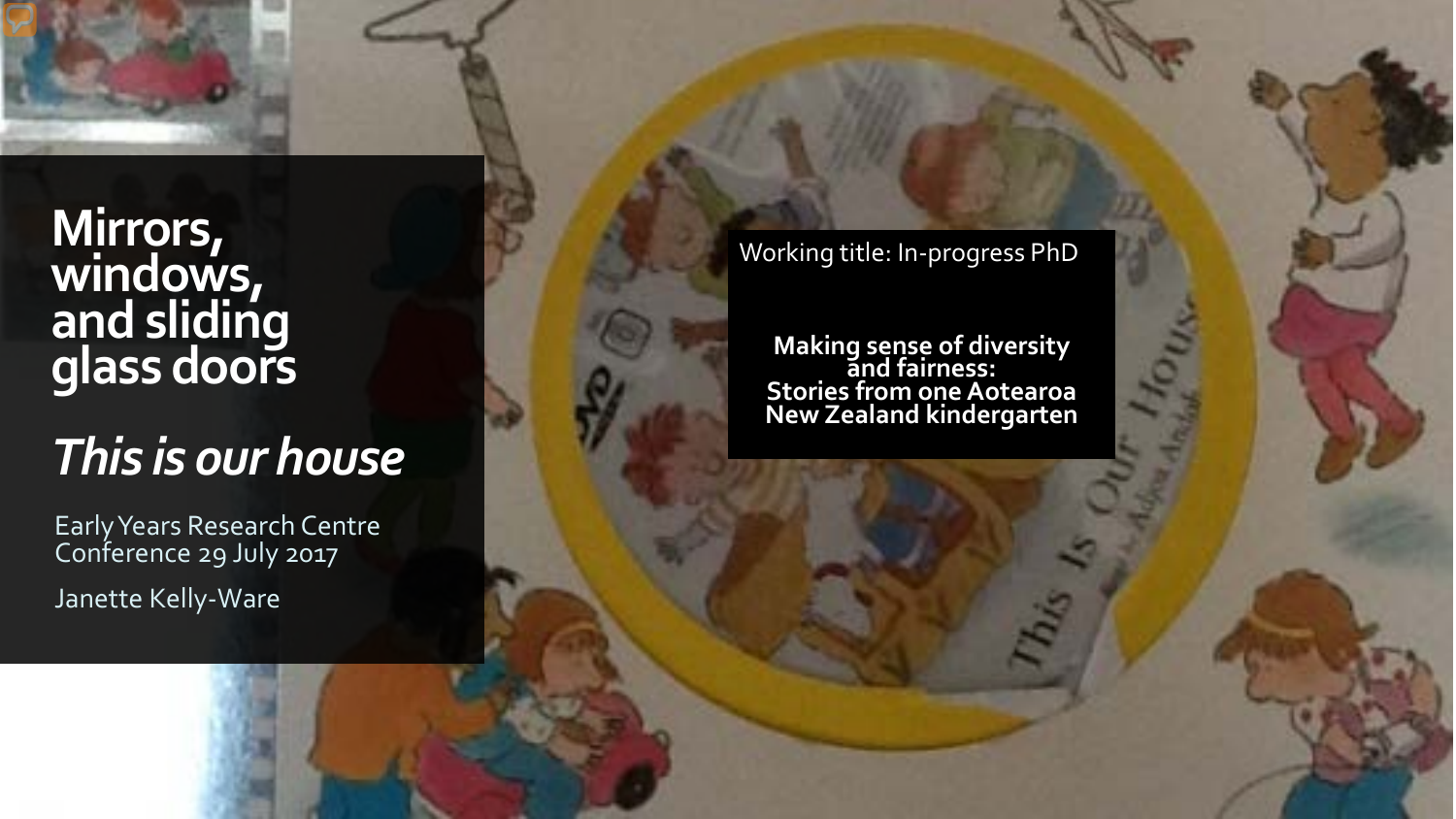# Mirrors, windows, and sliding glass doors

## *This is our house*

Early Years Research Centre Conference 29 July 2017

Janette Kelly-Ware

Working title: In-progress PhD

**Making sense of diversity and fairness: Stories from one Aotearoa New Zealand kindergarten**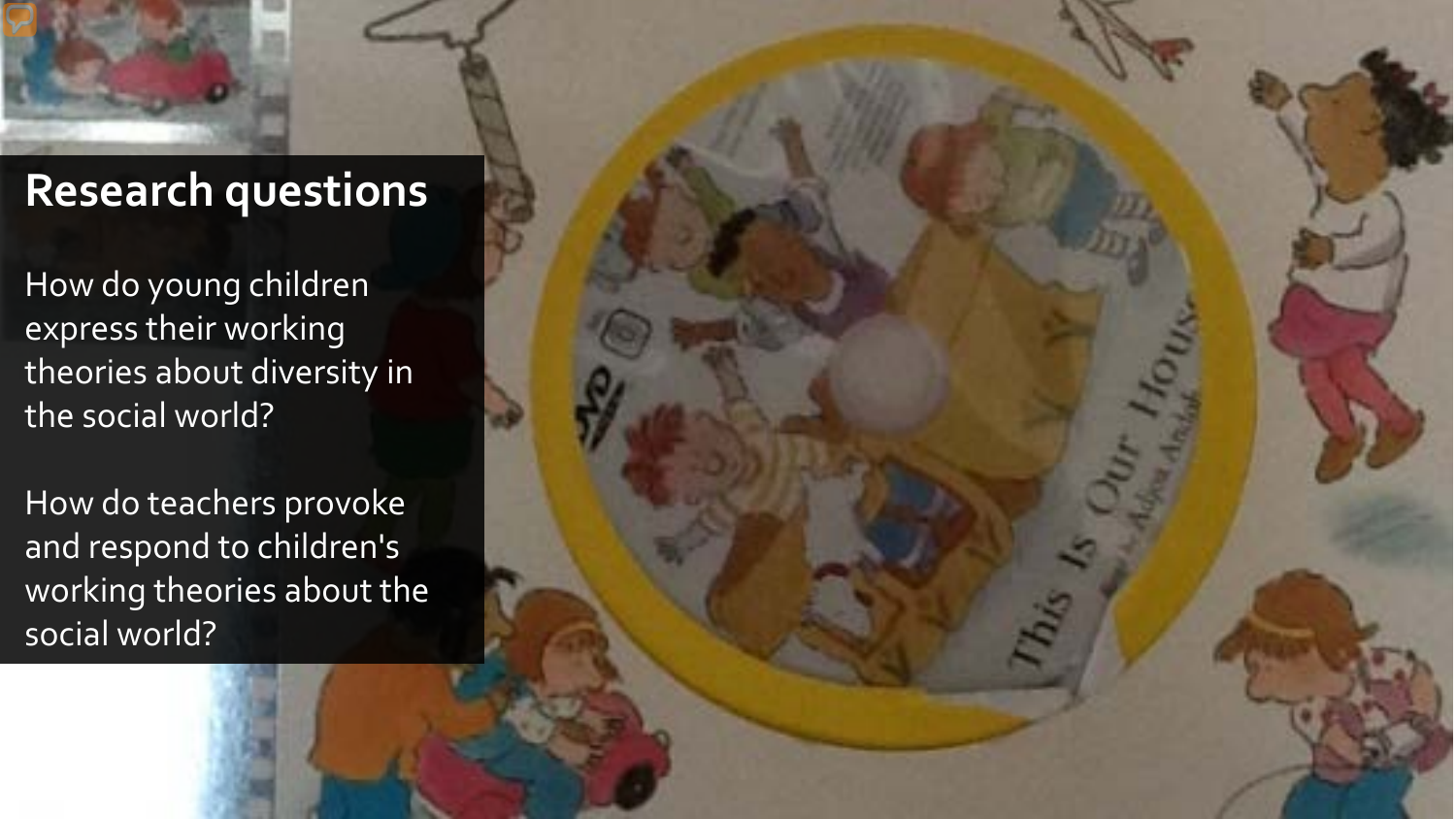## Research questions

How do young children express their working theories about diversity in the social world?

How do teachers provoke and respond to children's working theories about the social world?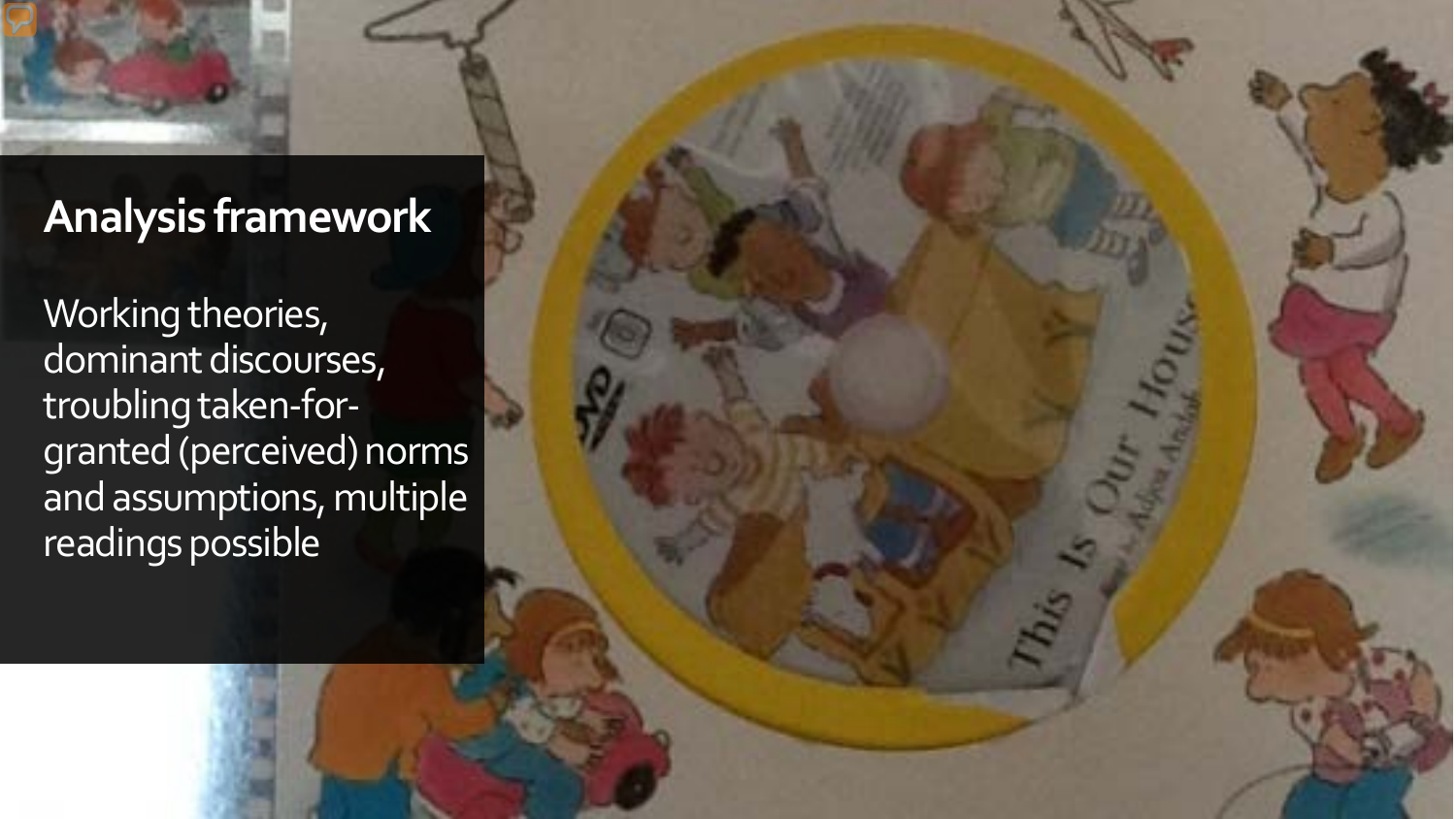## Analysis framework

Working theories, dominant discourses, troubling taken-for-granted (perceived) norms and assumptions, multiple readings possible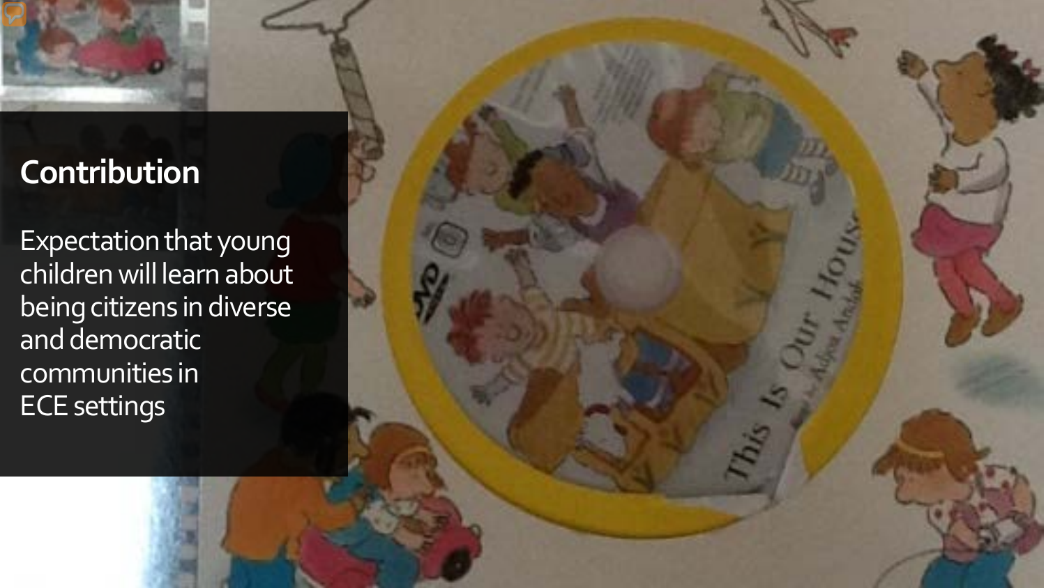## Contribution

Expectation that young children will learn about being citizens in diverse and democratic communities in ECE settings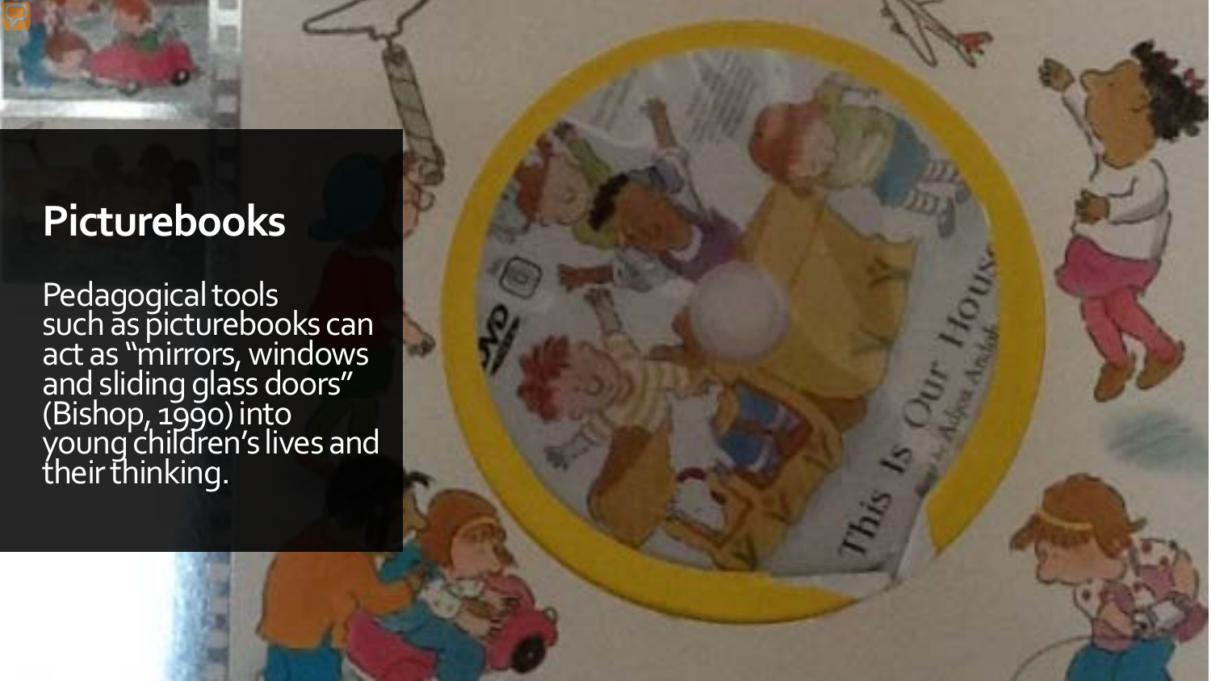## Picturebooks

Pedagogical tools such as picturebooks can act as "mirrors, windows and sliding glass doors" (Bishop, 1990) into young children's lives and their thinking.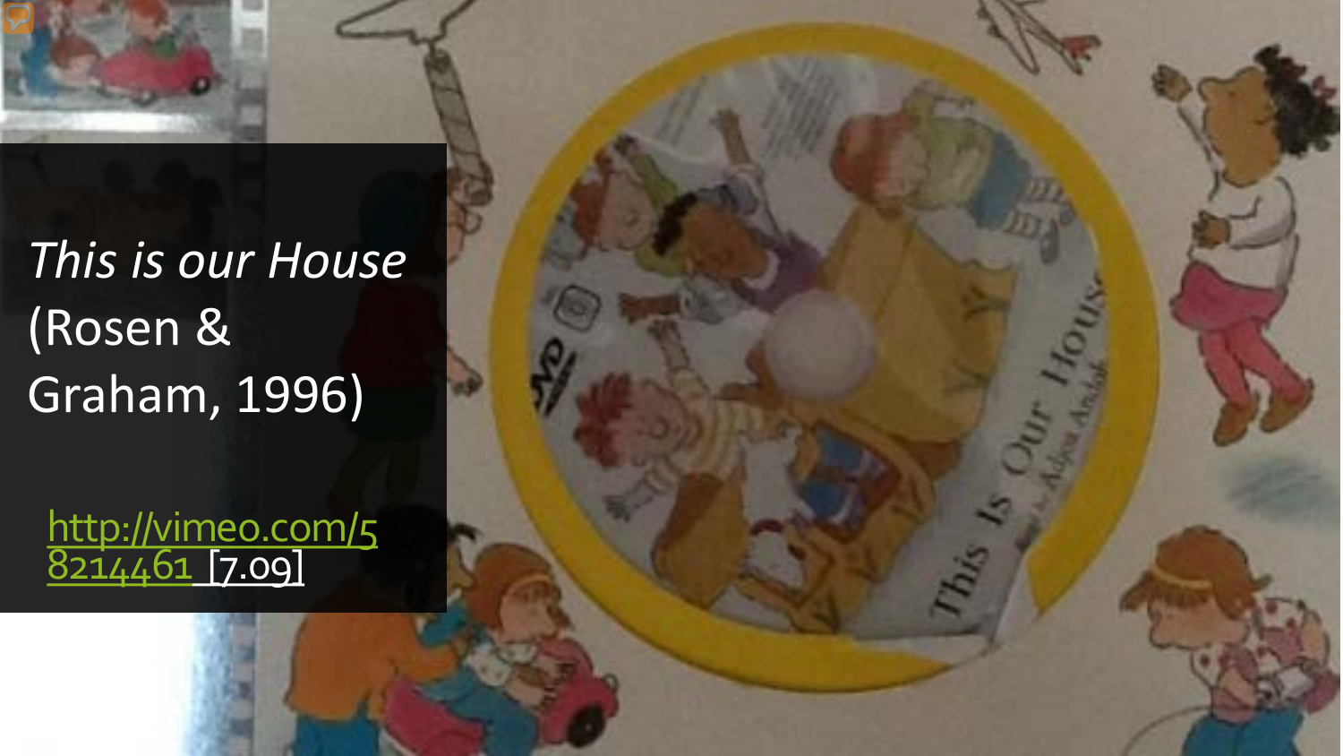*This is our House* (Rosen & Graham, 1996)

[http://vimeo.com/58214461](http://vimeo.com/58214461) [7.09]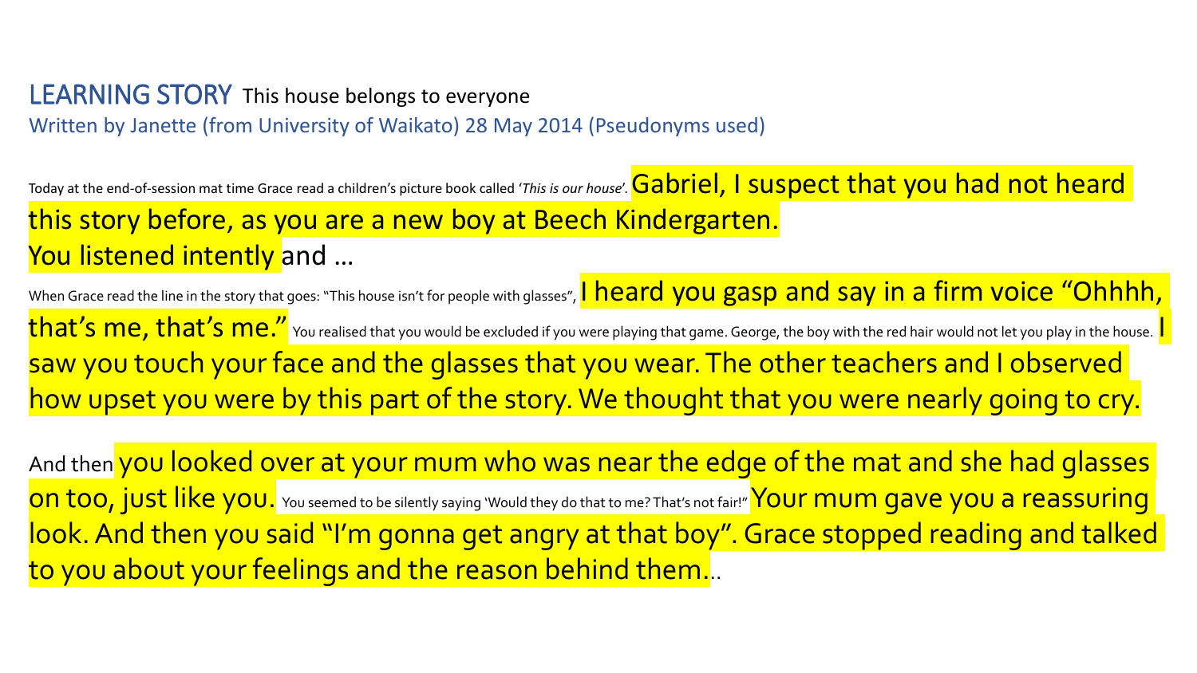## LEARNING STORY This house belongs to everyone

Written by Janette (from University of Waikato) 28 May 2014 (Pseudonyms used)

Today at the end-of-session mat time Grace read a children's picture book called '*This is our house*'. Gabriel, I suspect that you had not heard this story before, as you are a new boy at Beech Kindergarten. You listened intently and …

When Grace read the line in the story that goes: "This house isn't for people with glasses", I heard you gasp and say in a firm voice "Ohhhh, that's me, that's me." You realised that you would be excluded if you were playing that game. George, the boy with the red hair would not let you play in the house. I saw you touch your face and the glasses that you wear. The other teachers and I observed how upset you were by this part of the story. We thought that you were nearly going to cry.

And then you looked over at your mum who was near the edge of the mat and she had glasses on too, just like you. You seemed to be silently saying 'Would they do that to me? That's not fair!" Your mum gave you a reassuring look. And then you said "I'm gonna get angry at that boy". Grace stopped reading and talked to you about your feelings and the reason behind them…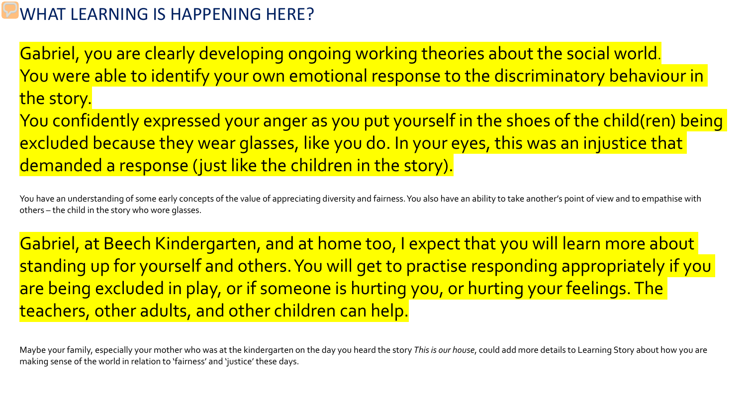# WHAT LEARNING IS HAPPENING HERE?

Gabriel, you are clearly developing ongoing working theories about the social world. You were able to identify your own emotional response to the discriminatory behaviour in the story.
You confidently expressed your anger as you put yourself in the shoes of the child(ren) being excluded because they wear glasses, like you do. In your eyes, this was an injustice that demanded a response (just like the children in the story).

You have an understanding of some early concepts of the value of appreciating diversity and fairness. You also have an ability to take another's point of view and to empathise with others – the child in the story who wore glasses.

Gabriel, at Beech Kindergarten, and at home too, I expect that you will learn more about standing up for yourself and others. You will get to practise responding appropriately if you are being excluded in play, or if someone is hurting you, or hurting your feelings. The teachers, other adults, and other children can help.

Maybe your family, especially your mother who was at the kindergarten on the day you heard the story *This is our house*, could add more details to Learning Story about how you are making sense of the world in relation to 'fairness' and 'justice' these days.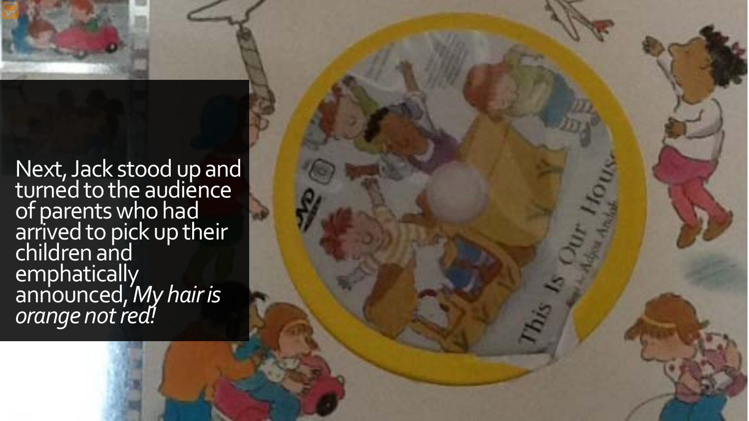Next, Jack stood up and turned to the audience of parents who had arrived to pick up their children and emphatically announced, *My hair is orange not red!*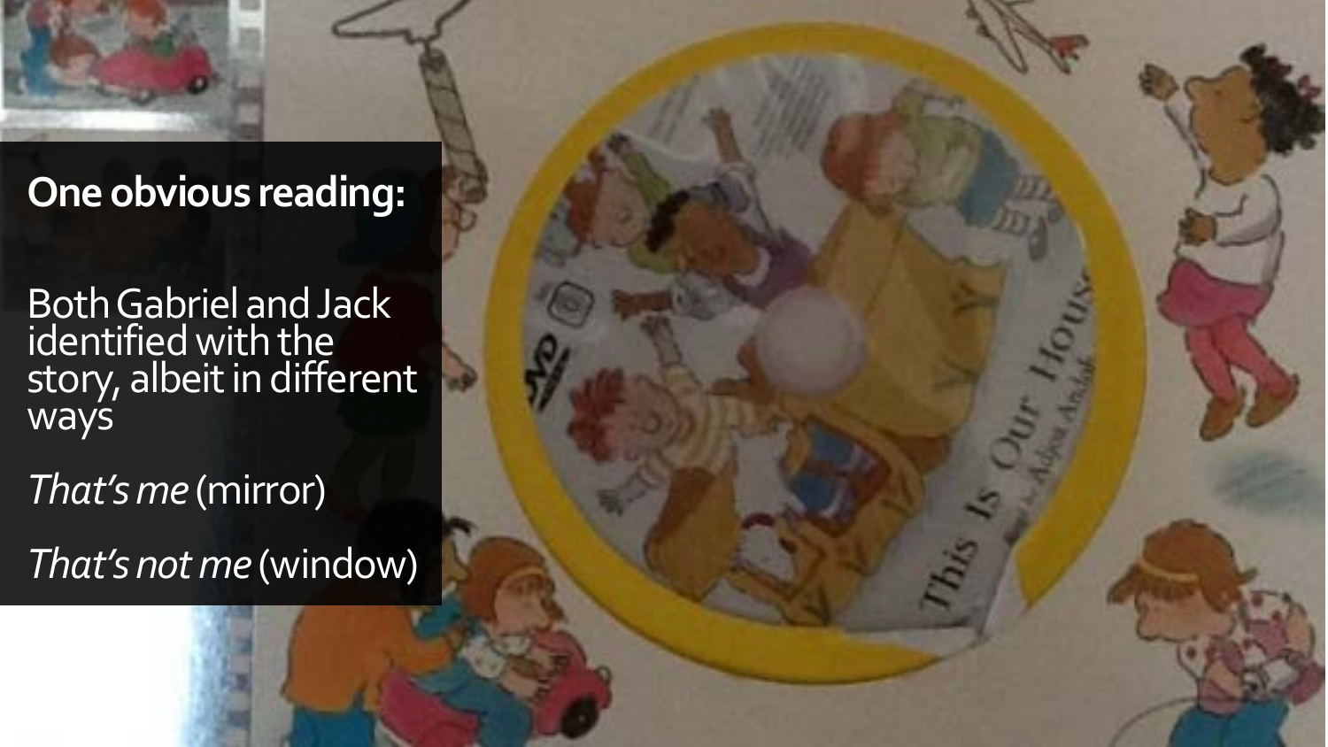**One obvious reading:**

Both Gabriel and Jack identified with the story, albeit in different ways

*That's me* (mirror)

*That's not me* (window)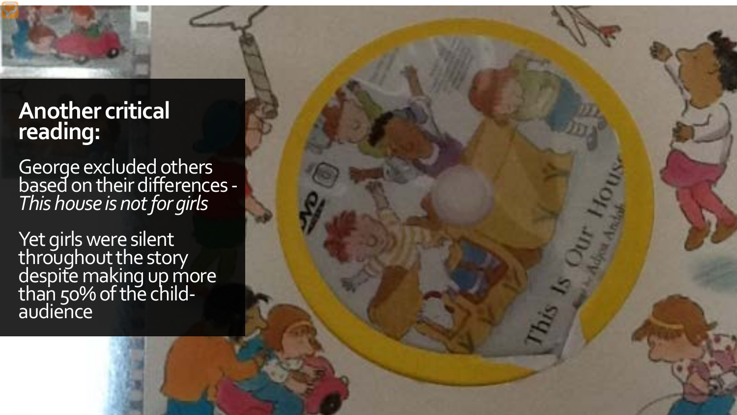## Another critical reading:

George excluded others based on their differences - *This house is not for girls*

Yet girls were silent throughout the story despite making up more than 50% of the child-audience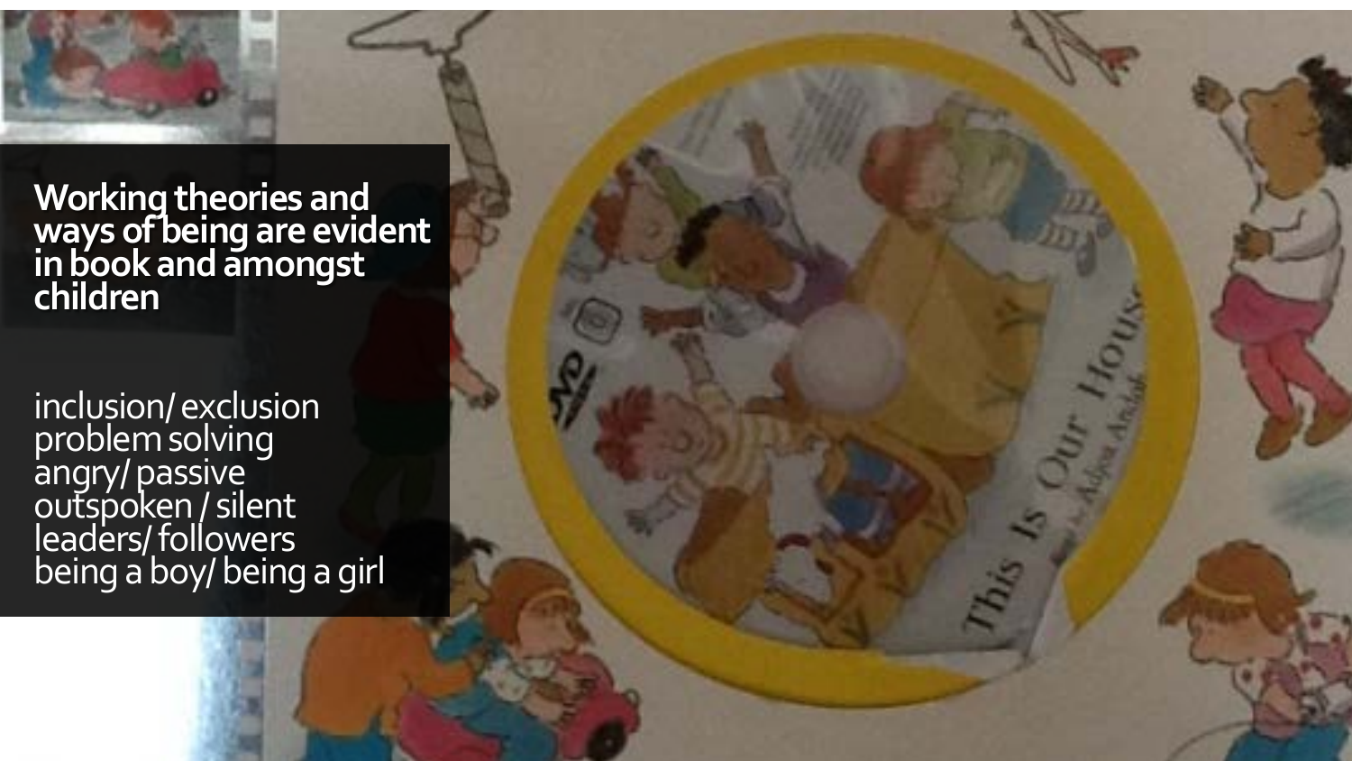## Working theories and ways of being are evident in book and amongst children

inclusion/ exclusion
problem solving
angry/ passive
outspoken / silent
leaders/ followers
being a boy/ being a girl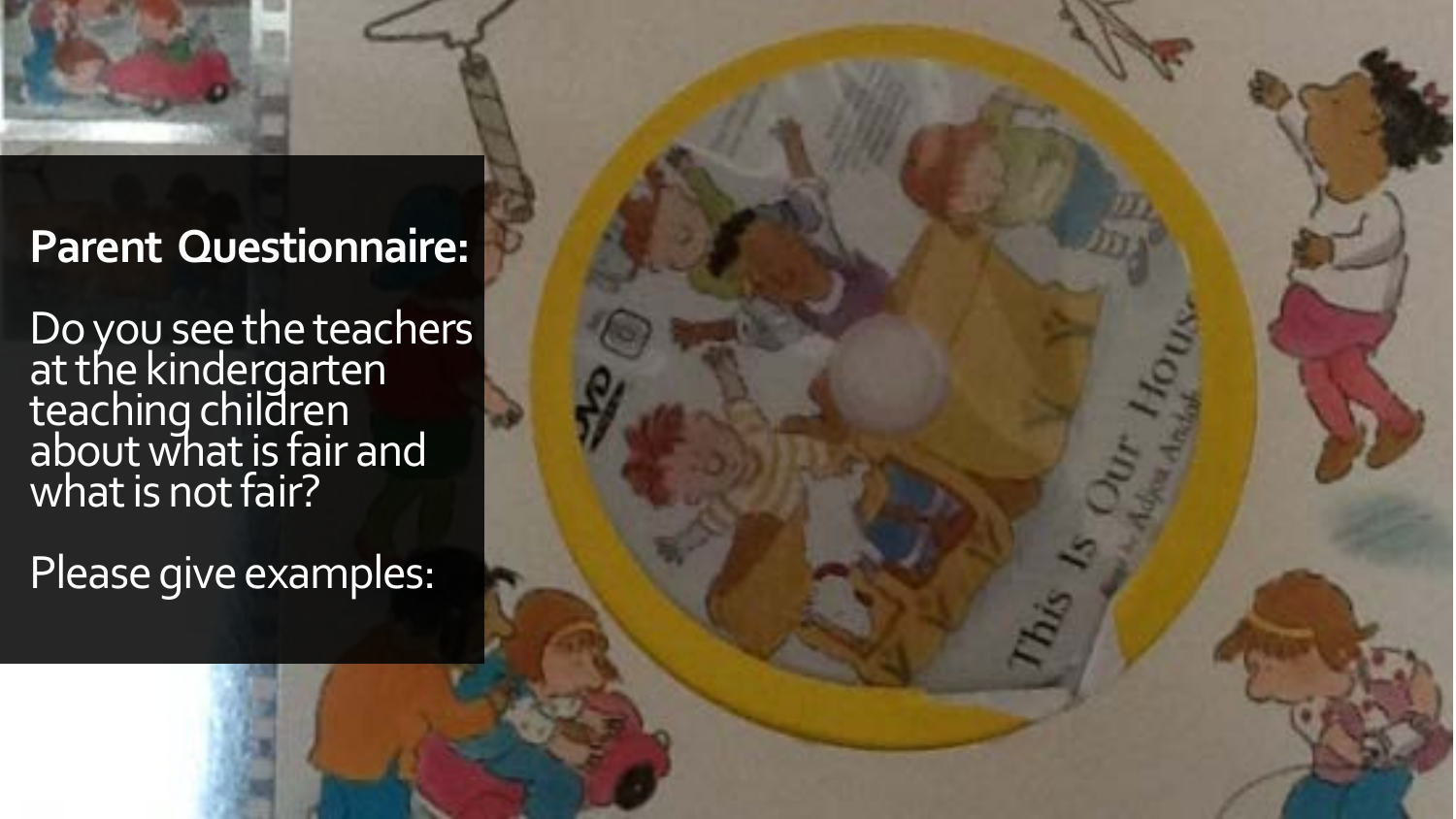**Parent Questionnaire:**

Do you see the teachers at the kindergarten teaching children about what is fair and what is not fair?

Please give examples: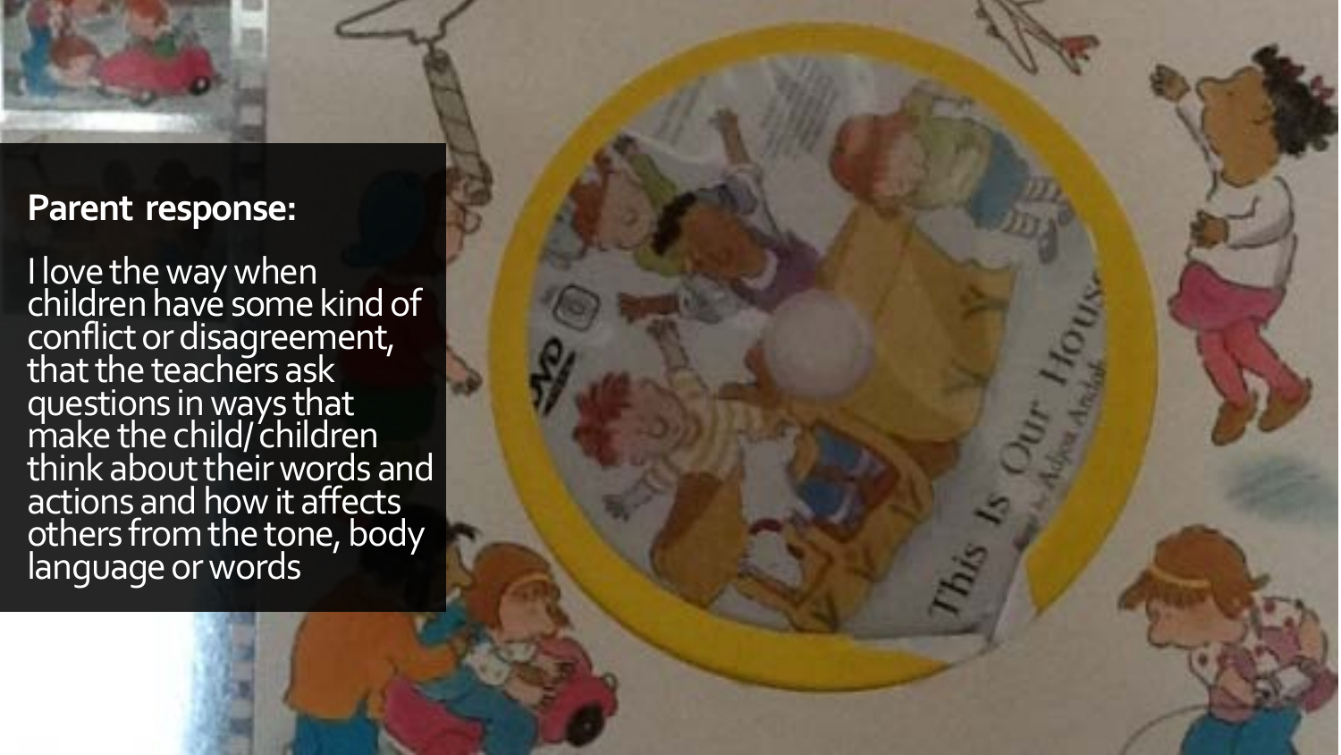**Parent response:**

I love the way when children have some kind of conflict or disagreement, that the teachers ask questions in ways that make the child/children think about their words and actions and how it affects others from the tone, body language or words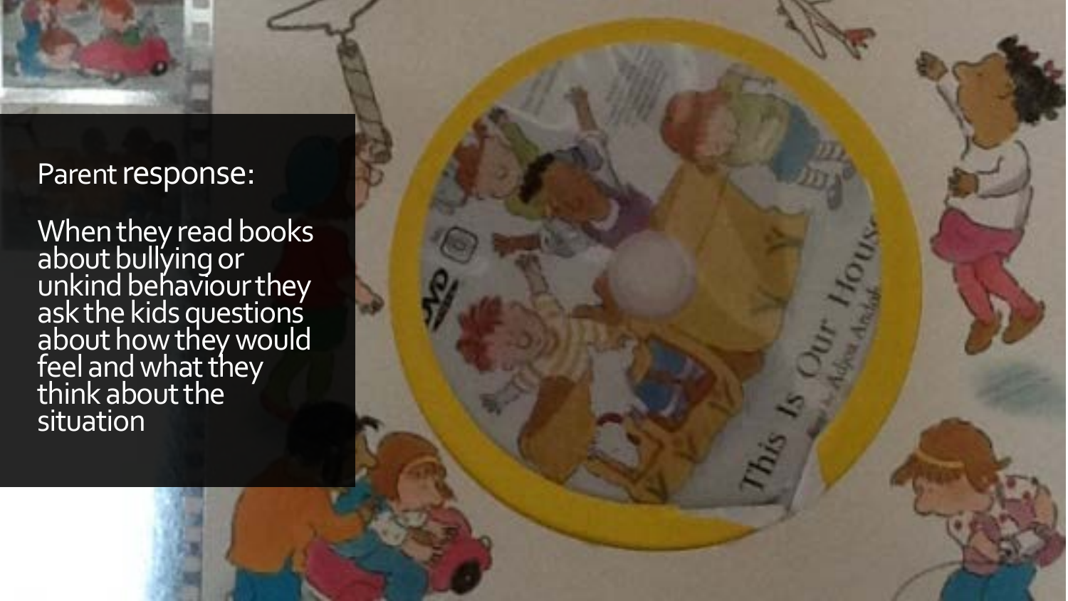Parent response:

When they read books about bullying or unkind behaviour they ask the kids questions about how they would feel and what they think about the situation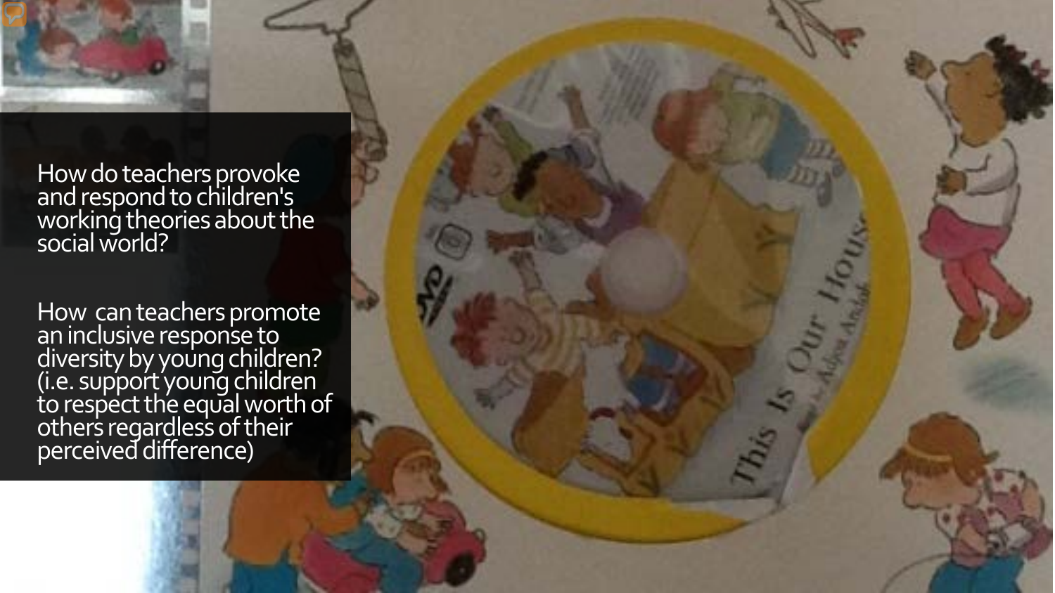How do teachers provoke and respond to children's working theories about the social world?

How can teachers promote an inclusive response to diversity by young children? (i.e. support young children to respect the equal worth of others regardless of their perceived difference)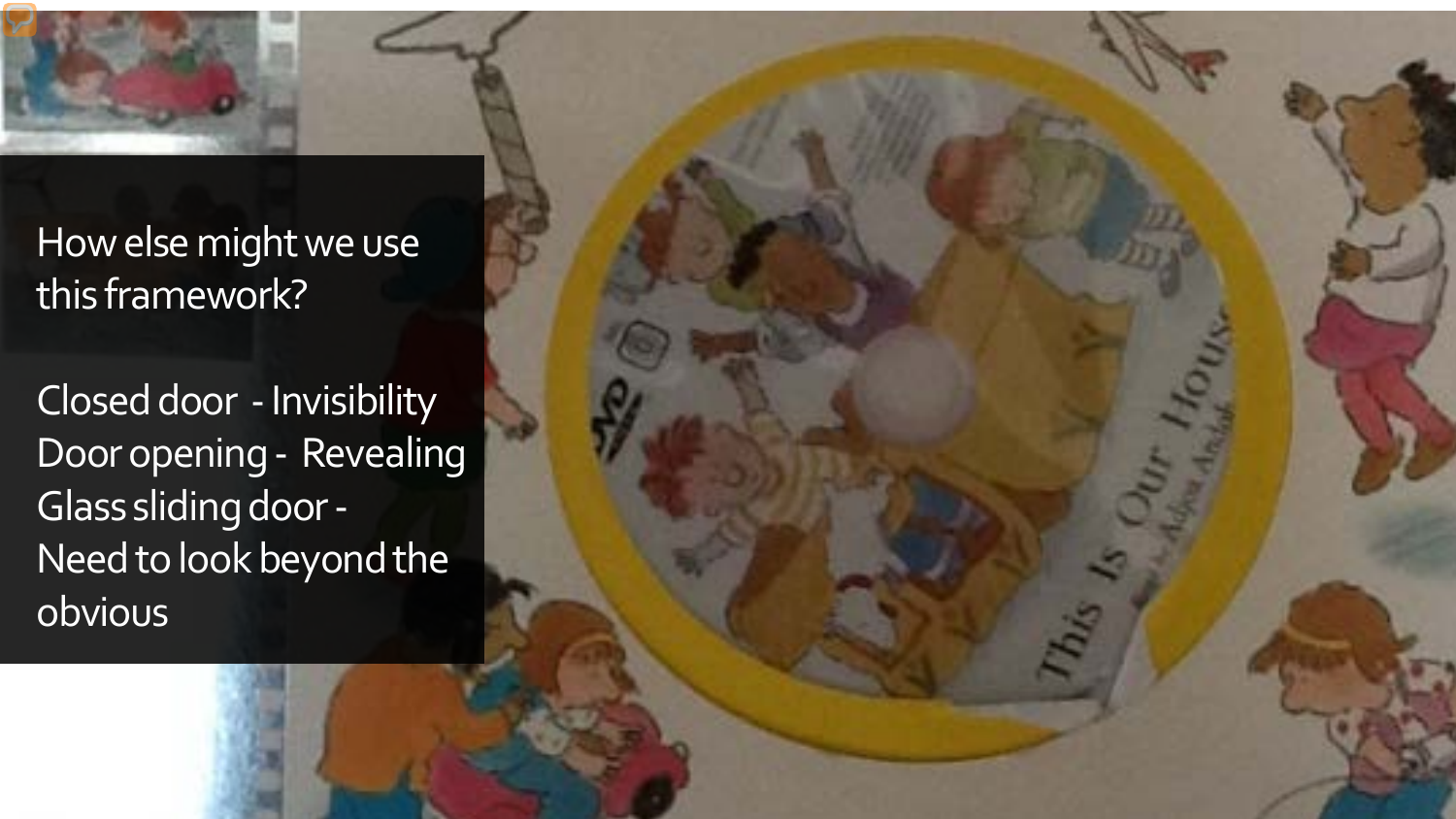How else might we use this framework?

Closed door - Invisibility
Door opening - Revealing
Glass sliding door -
Need to look beyond the obvious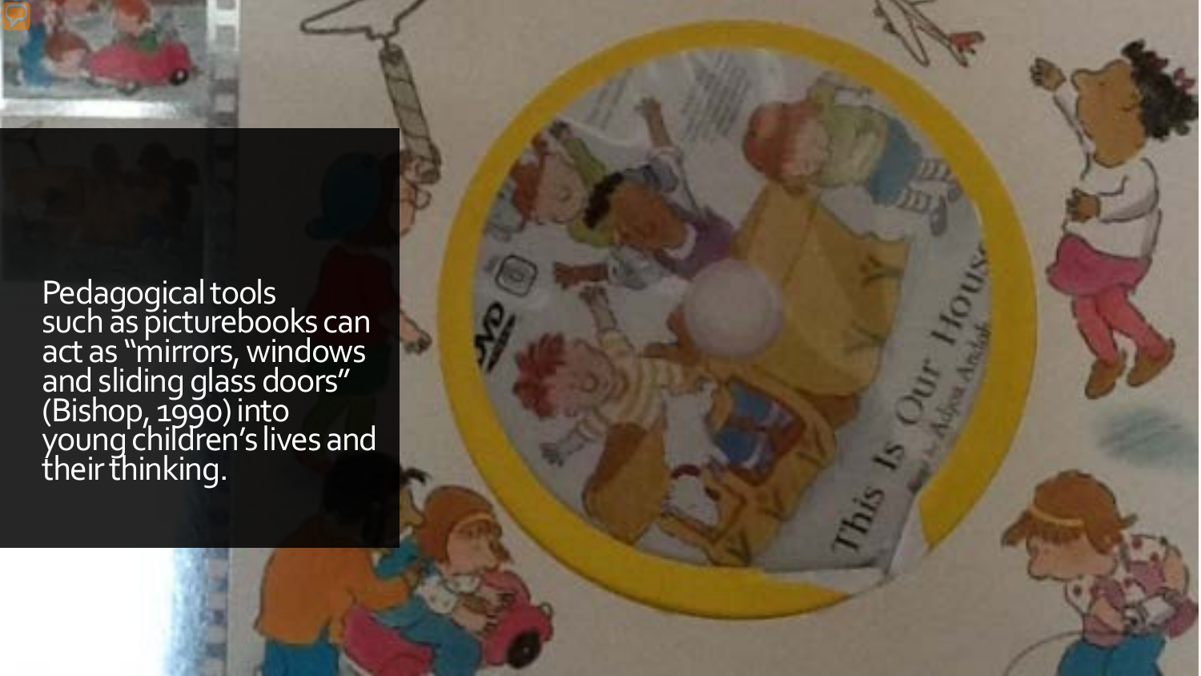Pedagogical tools such as picturebooks can act as "mirrors, windows and sliding glass doors" (Bishop, 1990) into young children's lives and their thinking.